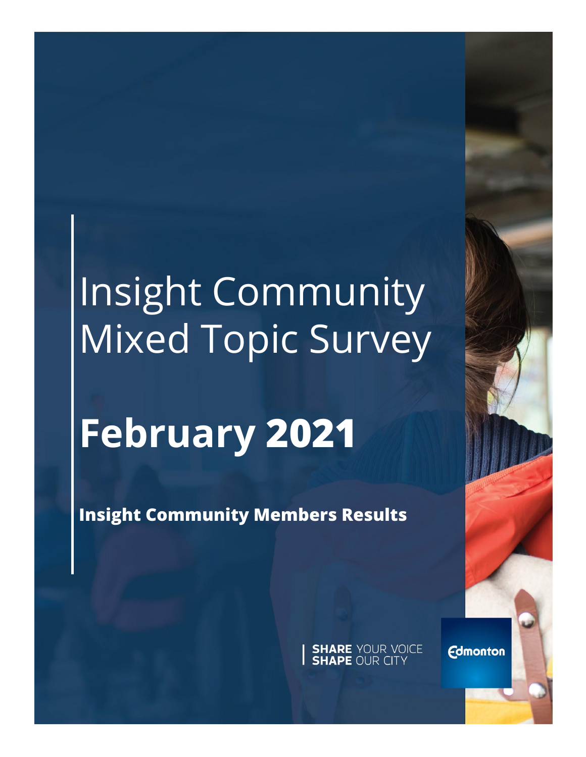# Insight Community Mixed Topic Survey

# February 2021

**Insight Community Members Results**

**SHARE** YOUR VOICE
**SHAPE** OUR CITY

Edmonton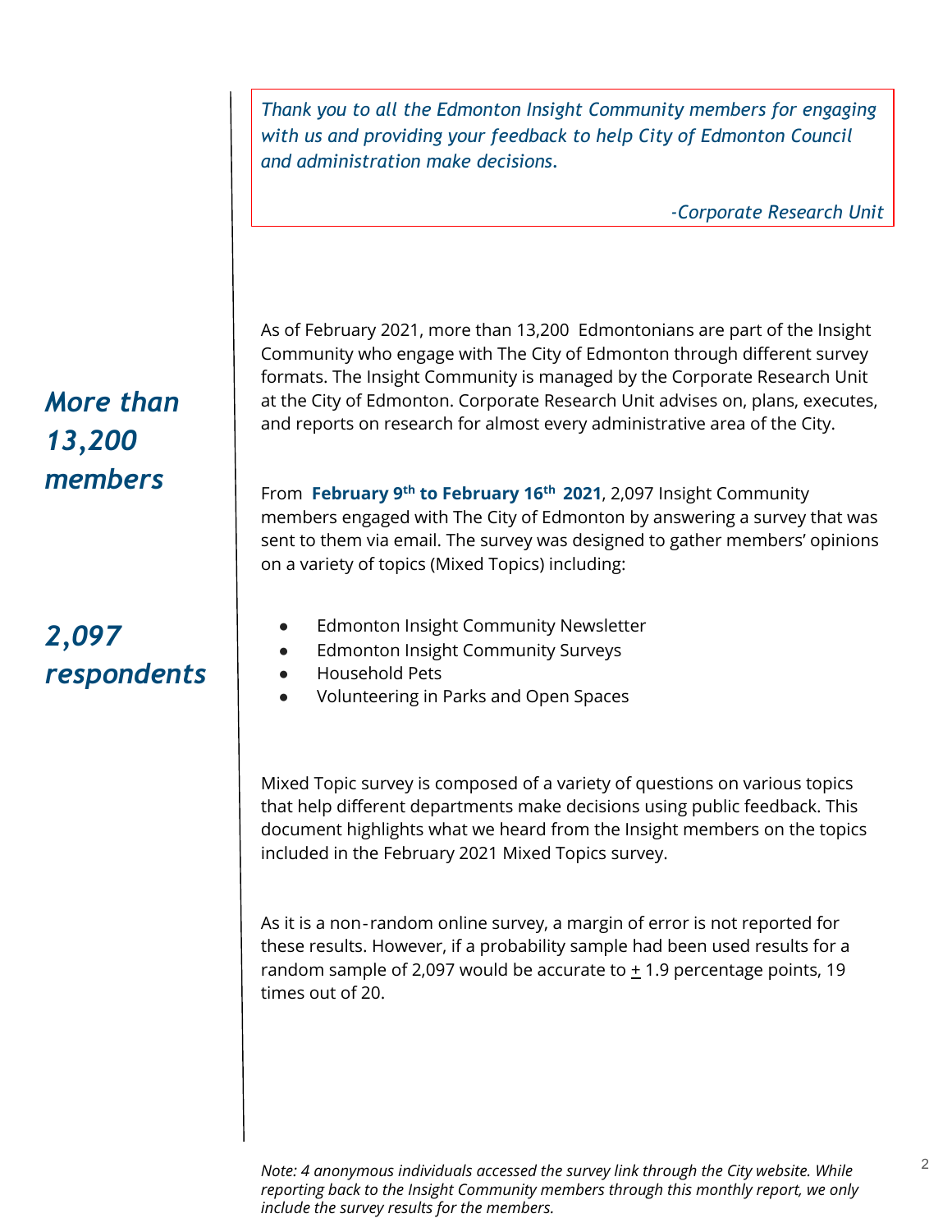*Thank you to all the Edmonton Insight Community members for engaging with us and providing your feedback to help City of Edmonton Council and administration make decisions.*

*-Corporate Research Unit*

***More than 13,200 members***

As of February 2021, more than 13,200 Edmontonians are part of the Insight Community who engage with The City of Edmonton through different survey formats. The Insight Community is managed by the Corporate Research Unit at the City of Edmonton. Corporate Research Unit advises on, plans, executes, and reports on research for almost every administrative area of the City.

***2,097 respondents***

From **February 9th to February 16th 2021**, 2,097 Insight Community members engaged with The City of Edmonton by answering a survey that was sent to them via email. The survey was designed to gather members' opinions on a variety of topics (Mixed Topics) including:

- Edmonton Insight Community Newsletter
- Edmonton Insight Community Surveys
- Household Pets
- Volunteering in Parks and Open Spaces

Mixed Topic survey is composed of a variety of questions on various topics that help different departments make decisions using public feedback. This document highlights what we heard from the Insight members on the topics included in the February 2021 Mixed Topics survey.

As it is a non-random online survey, a margin of error is not reported for these results. However, if a probability sample had been used results for a random sample of 2,097 would be accurate to ± 1.9 percentage points, 19 times out of 20.

*Note: 4 anonymous individuals accessed the survey link through the City website. While reporting back to the Insight Community members through this monthly report, we only include the survey results for the members.*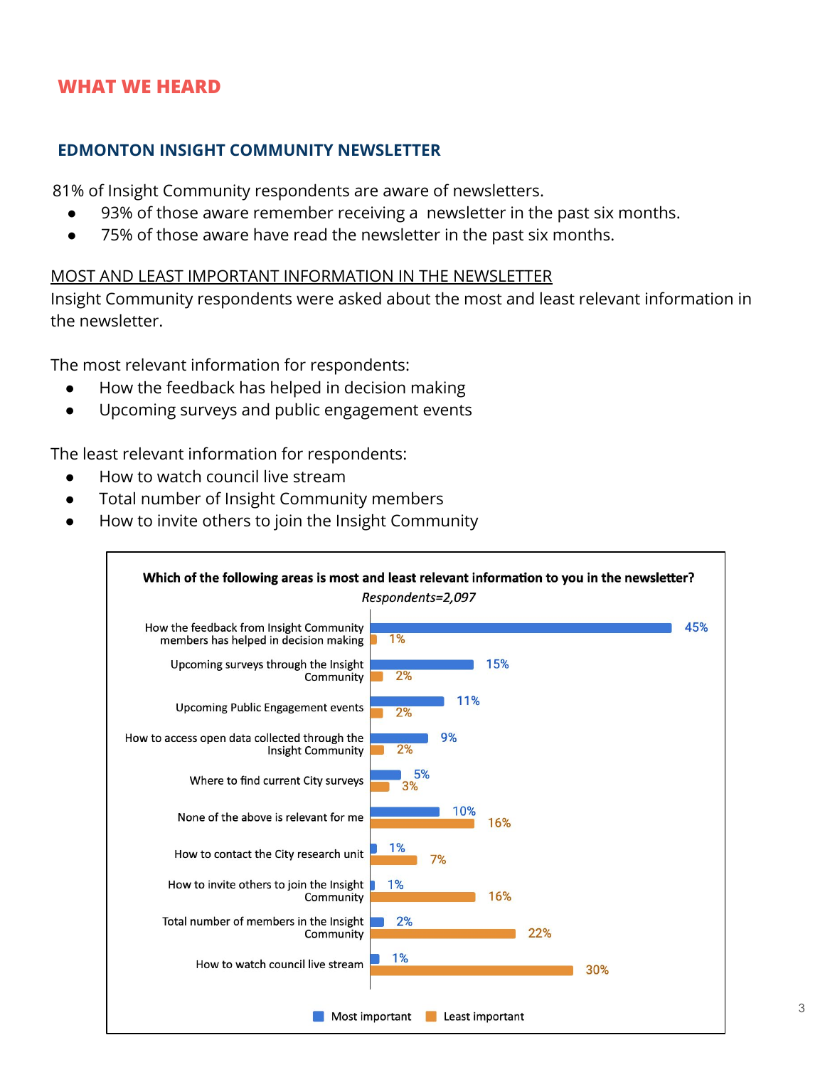## WHAT WE HEARD

### EDMONTON INSIGHT COMMUNITY NEWSLETTER

81% of Insight Community respondents are aware of newsletters.

- 93% of those aware remember receiving a newsletter in the past six months.
- 75% of those aware have read the newsletter in the past six months.

MOST AND LEAST IMPORTANT INFORMATION IN THE NEWSLETTER

Insight Community respondents were asked about the most and least relevant information in the newsletter.

The most relevant information for respondents:

- How the feedback has helped in decision making
- Upcoming surveys and public engagement events

The least relevant information for respondents:

- How to watch council live stream
- Total number of Insight Community members
- How to invite others to join the Insight Community

**Which of the following areas is most and least relevant information to you in the newsletter?**

*Respondents=2,097*

| Area | Most important | Least important |
|---|---|---|
| How the feedback from Insight Community members has helped in decision making | 45% | 1% |
| Upcoming surveys through the Insight Community | 15% | 2% |
| Upcoming Public Engagement events | 11% | 2% |
| How to access open data collected through the Insight Community | 9% | 2% |
| Where to find current City surveys | 5% | 3% |
| None of the above is relevant for me | 10% | 16% |
| How to contact the City research unit | 1% | 7% |
| How to invite others to join the Insight Community | 1% | 16% |
| Total number of members in the Insight Community | 2% | 22% |
| How to watch council live stream | 1% | 30% |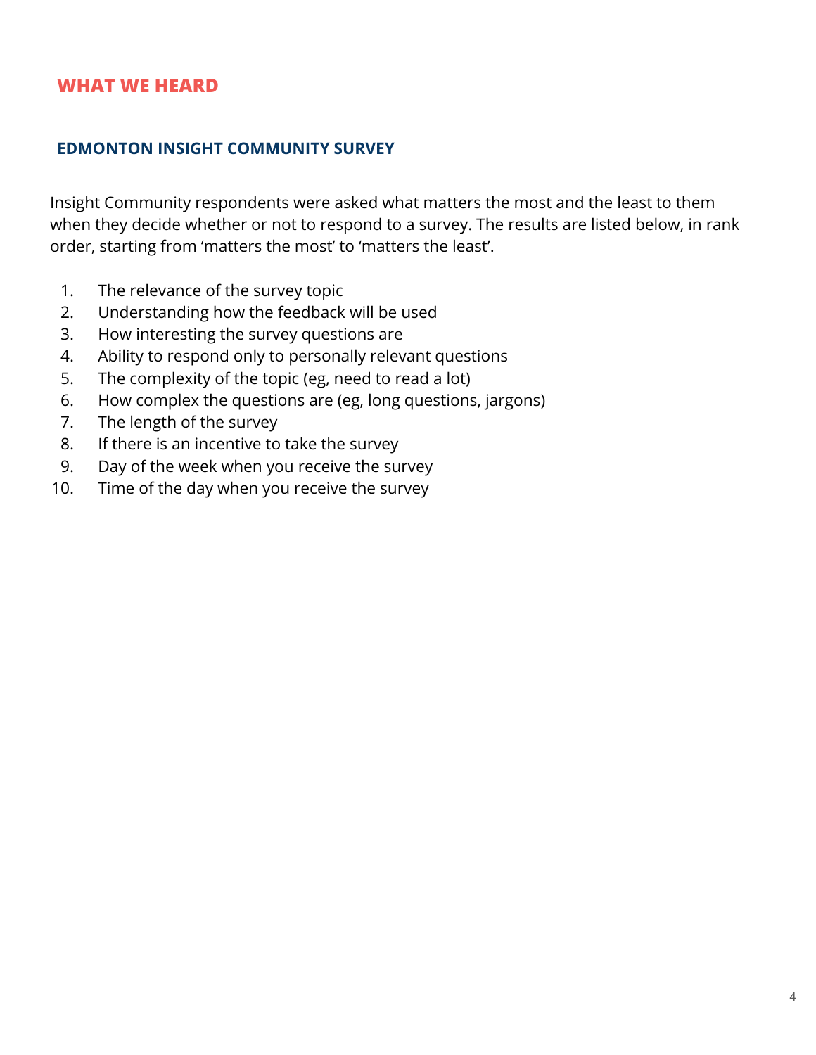## WHAT WE HEARD

### EDMONTON INSIGHT COMMUNITY SURVEY

Insight Community respondents were asked what matters the most and the least to them when they decide whether or not to respond to a survey. The results are listed below, in rank order, starting from 'matters the most' to 'matters the least'.

1. The relevance of the survey topic
2. Understanding how the feedback will be used
3. How interesting the survey questions are
4. Ability to respond only to personally relevant questions
5. The complexity of the topic (eg, need to read a lot)
6. How complex the questions are (eg, long questions, jargons)
7. The length of the survey
8. If there is an incentive to take the survey
9. Day of the week when you receive the survey
10. Time of the day when you receive the survey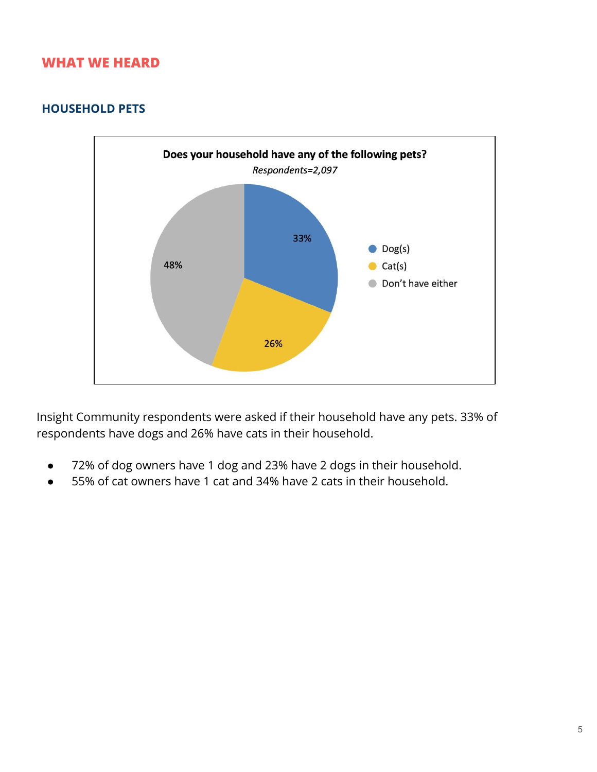## WHAT WE HEARD

### HOUSEHOLD PETS

**Does your household have any of the following pets?**

*Respondents=2,097*

| Response | Percentage |
|---|---|
| Dog(s) | 33% |
| Cat(s) | 26% |
| Don't have either | 48% |

Insight Community respondents were asked if their household have any pets. 33% of respondents have dogs and 26% have cats in their household.

- 72% of dog owners have 1 dog and 23% have 2 dogs in their household.
- 55% of cat owners have 1 cat and 34% have 2 cats in their household.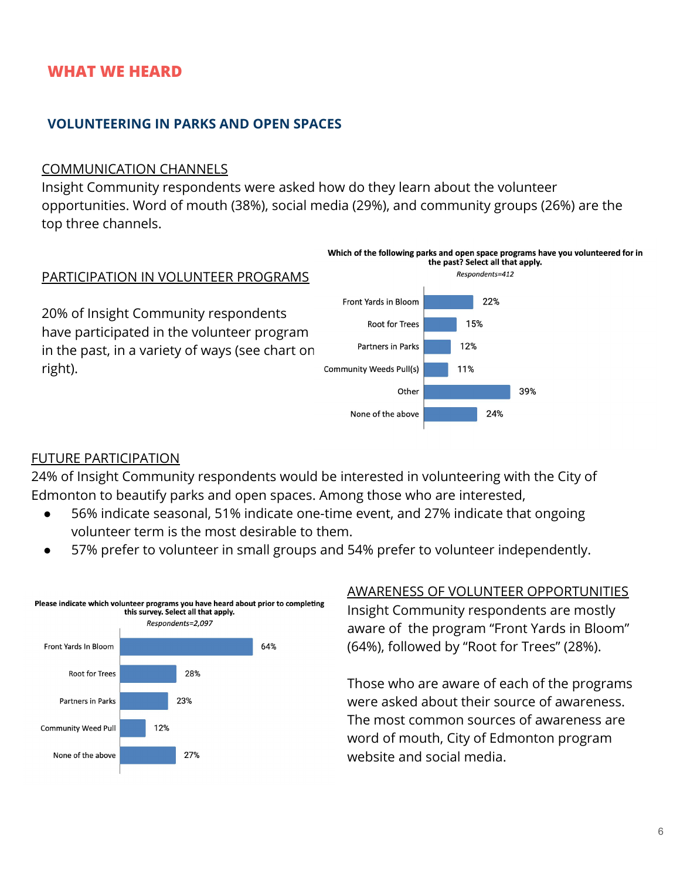## WHAT WE HEARD

### VOLUNTEERING IN PARKS AND OPEN SPACES

COMMUNICATION CHANNELS

Insight Community respondents were asked how do they learn about the volunteer opportunities. Word of mouth (38%), social media (29%), and community groups (26%) are the top three channels.

PARTICIPATION IN VOLUNTEER PROGRAMS

20% of Insight Community respondents have participated in the volunteer program in the past, in a variety of ways (see chart on right).

**Which of the following parks and open space programs have you volunteered for in the past? Select all that apply.**

*Respondents=412*

| Program | Percent |
|---|---|
| Front Yards in Bloom | 22% |
| Root for Trees | 15% |
| Partners in Parks | 12% |
| Community Weeds Pull(s) | 11% |
| Other | 39% |
| None of the above | 24% |

FUTURE PARTICIPATION

24% of Insight Community respondents would be interested in volunteering with the City of Edmonton to beautify parks and open spaces. Among those who are interested,

- 56% indicate seasonal, 51% indicate one-time event, and 27% indicate that ongoing volunteer term is the most desirable to them.
- 57% prefer to volunteer in small groups and 54% prefer to volunteer independently.

**Please indicate which volunteer programs you have heard about prior to completing this survey. Select all that apply.**

*Respondents=2,097*

| Program | Percent |
|---|---|
| Front Yards In Bloom | 64% |
| Root for Trees | 28% |
| Partners in Parks | 23% |
| Community Weed Pull | 12% |
| None of the above | 27% |

AWARENESS OF VOLUNTEER OPPORTUNITIES

Insight Community respondents are mostly aware of the program "Front Yards in Bloom" (64%), followed by "Root for Trees" (28%).

Those who are aware of each of the programs were asked about their source of awareness. The most common sources of awareness are word of mouth, City of Edmonton program website and social media.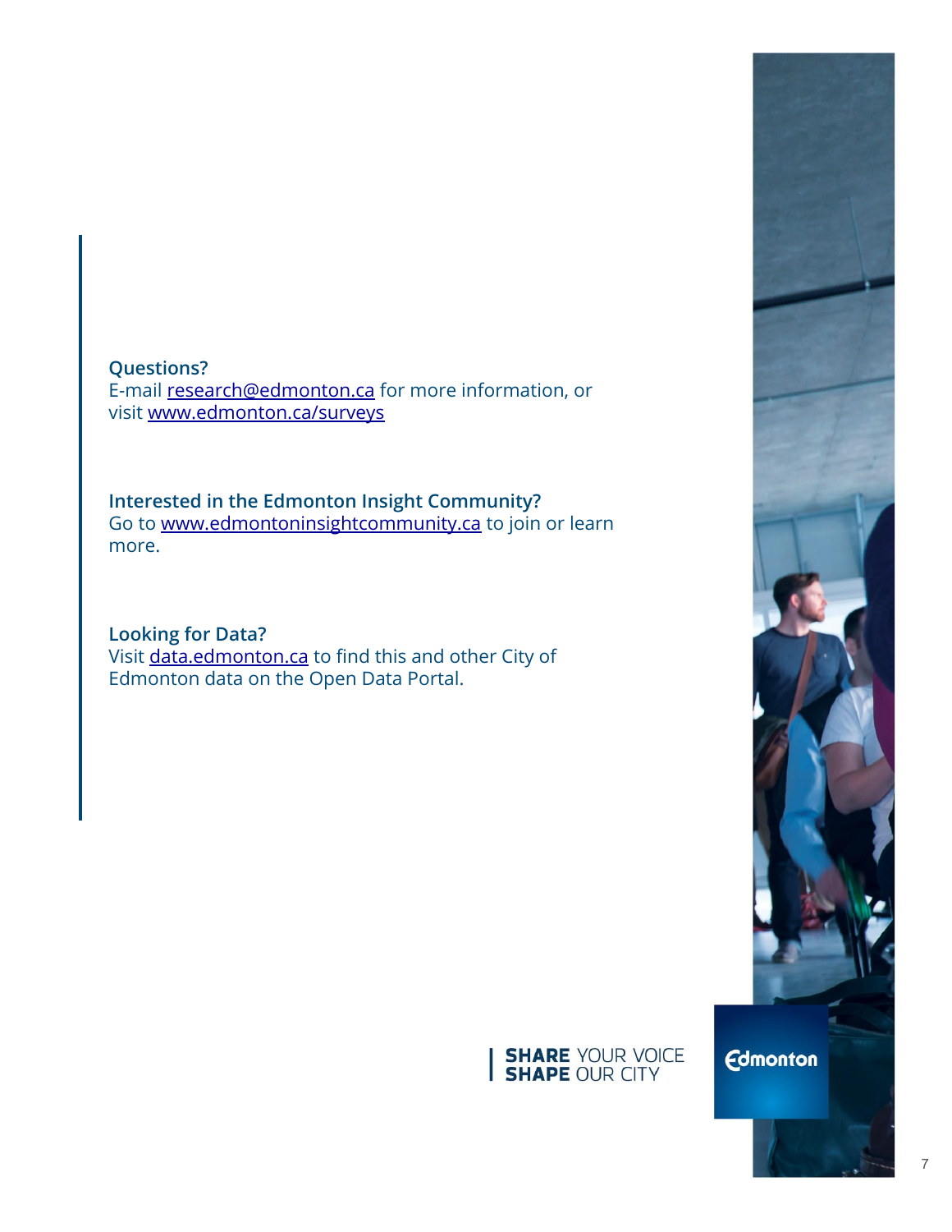**Questions?**
E-mail [research@edmonton.ca](mailto:research@edmonton.ca) for more information, or visit [www.edmonton.ca/surveys](http://www.edmonton.ca/surveys)

**Interested in the Edmonton Insight Community?**
Go to [www.edmontoninsightcommunity.ca](http://www.edmontoninsightcommunity.ca) to join or learn more.

**Looking for Data?**
Visit [data.edmonton.ca](http://data.edmonton.ca) to find this and other City of Edmonton data on the Open Data Portal.

**SHARE** YOUR VOICE
**SHAPE** OUR CITY

Edmonton